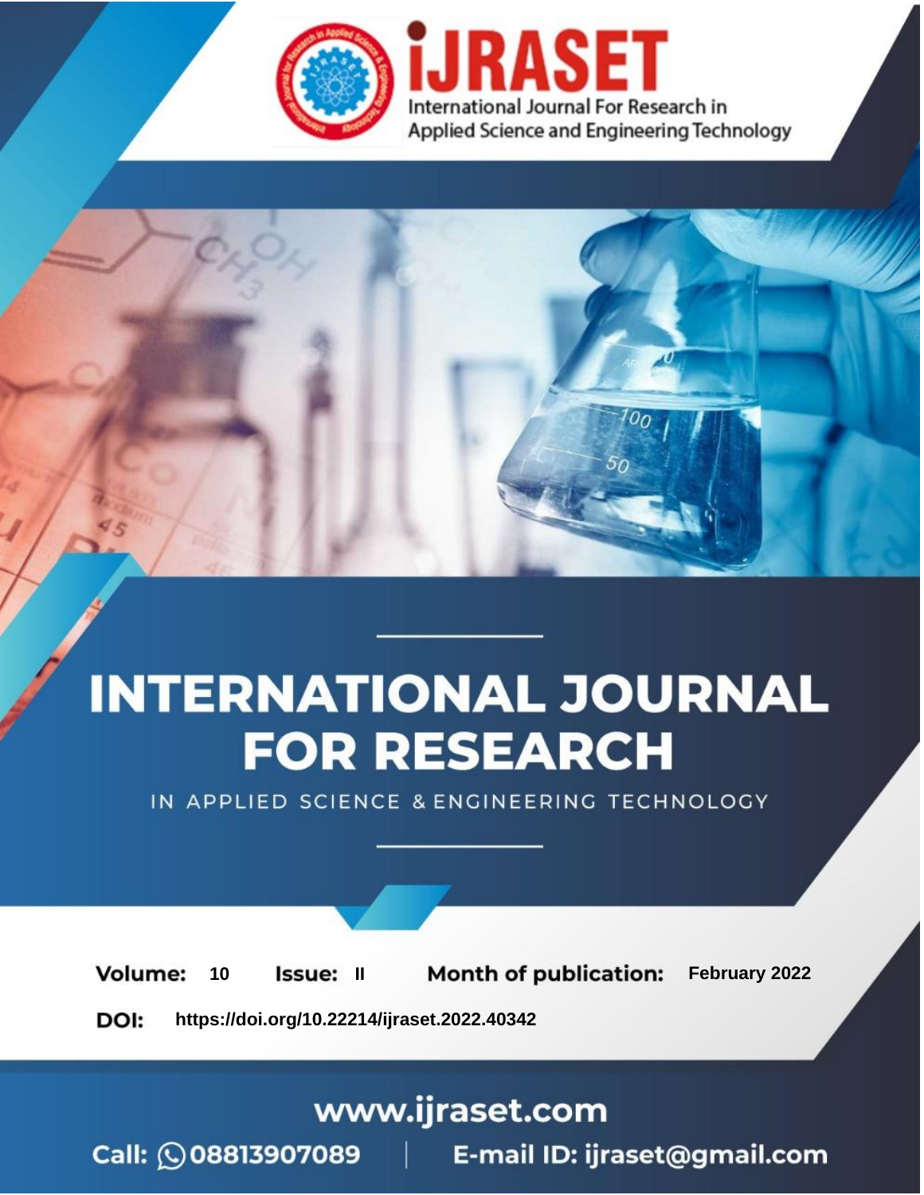# INTERNATIONAL JOURNAL FOR RESEARCH

IN APPLIED SCIENCE & ENGINEERING TECHNOLOGY

**Volume:** 10 **Issue:** II **Month of publication:** February 2022

**DOI:** https://doi.org/10.22214/ijraset.2022.40342

www.ijraset.com

Call: 08813907089 | E-mail ID: ijraset@gmail.com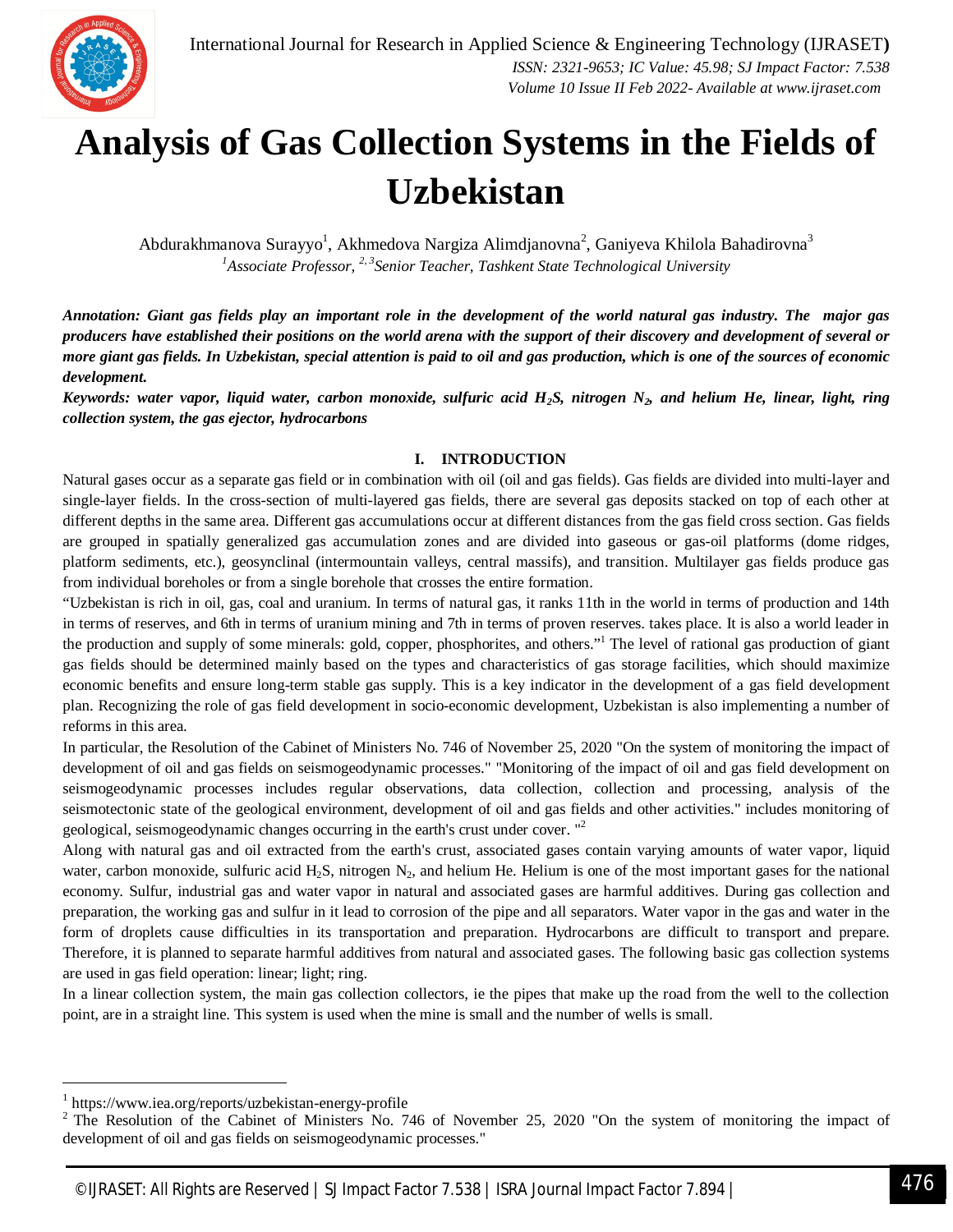# Analysis of Gas Collection Systems in the Fields of Uzbekistan

Abdurakhmanova Surayyo[1], Akhmedova Nargiza Alimdjanovna[2], Ganiyeva Khilola Bahadirovna[3]

[1]*Associate Professor,* [2,3]*Senior Teacher, Tashkent State Technological University*

***Annotation: Giant gas fields play an important role in the development of the world natural gas industry. The major gas producers have established their positions on the world arena with the support of their discovery and development of several or more giant gas fields. In Uzbekistan, special attention is paid to oil and gas production, which is one of the sources of economic development.***

***Keywords: water vapor, liquid water, carbon monoxide, sulfuric acid $H_2S$, nitrogen $N_2$, and helium He, linear, light, ring collection system, the gas ejector, hydrocarbons***

## I. INTRODUCTION

Natural gases occur as a separate gas field or in combination with oil (oil and gas fields). Gas fields are divided into multi-layer and single-layer fields. In the cross-section of multi-layered gas fields, there are several gas deposits stacked on top of each other at different depths in the same area. Different gas accumulations occur at different distances from the gas field cross section. Gas fields are grouped in spatially generalized gas accumulation zones and are divided into gaseous or gas-oil platforms (dome ridges, platform sediments, etc.), geosynclinal (intermountain valleys, central massifs), and transition. Multilayer gas fields produce gas from individual boreholes or from a single borehole that crosses the entire formation.

“Uzbekistan is rich in oil, gas, coal and uranium. In terms of natural gas, it ranks 11th in the world in terms of production and 14th in terms of reserves, and 6th in terms of uranium mining and 7th in terms of proven reserves. takes place. It is also a world leader in the production and supply of some minerals: gold, copper, phosphorites, and others.”[1] The level of rational gas production of giant gas fields should be determined mainly based on the types and characteristics of gas storage facilities, which should maximize economic benefits and ensure long-term stable gas supply. This is a key indicator in the development of a gas field development plan. Recognizing the role of gas field development in socio-economic development, Uzbekistan is also implementing a number of reforms in this area.

In particular, the Resolution of the Cabinet of Ministers No. 746 of November 25, 2020 "On the system of monitoring the impact of development of oil and gas fields on seismogeodynamic processes." "Monitoring of the impact of oil and gas field development on seismogeodynamic processes includes regular observations, data collection, collection and processing, analysis of the seismotectonic state of the geological environment, development of oil and gas fields and other activities." includes monitoring of geological, seismogeodynamic changes occurring in the earth's crust under cover. "[2]

Along with natural gas and oil extracted from the earth's crust, associated gases contain varying amounts of water vapor, liquid water, carbon monoxide, sulfuric acid $H_2S$, nitrogen $N_2$, and helium He. Helium is one of the most important gases for the national economy. Sulfur, industrial gas and water vapor in natural and associated gases are harmful additives. During gas collection and preparation, the working gas and sulfur in it lead to corrosion of the pipe and all separators. Water vapor in the gas and water in the form of droplets cause difficulties in its transportation and preparation. Hydrocarbons are difficult to transport and prepare. Therefore, it is planned to separate harmful additives from natural and associated gases. The following basic gas collection systems are used in gas field operation: linear; light; ring.

In a linear collection system, the main gas collection collectors, ie the pipes that make up the road from the well to the collection point, are in a straight line. This system is used when the mine is small and the number of wells is small.

---

[1] https://www.iea.org/reports/uzbekistan-energy-profile

[2] The Resolution of the Cabinet of Ministers No. 746 of November 25, 2020 "On the system of monitoring the impact of development of oil and gas fields on seismogeodynamic processes."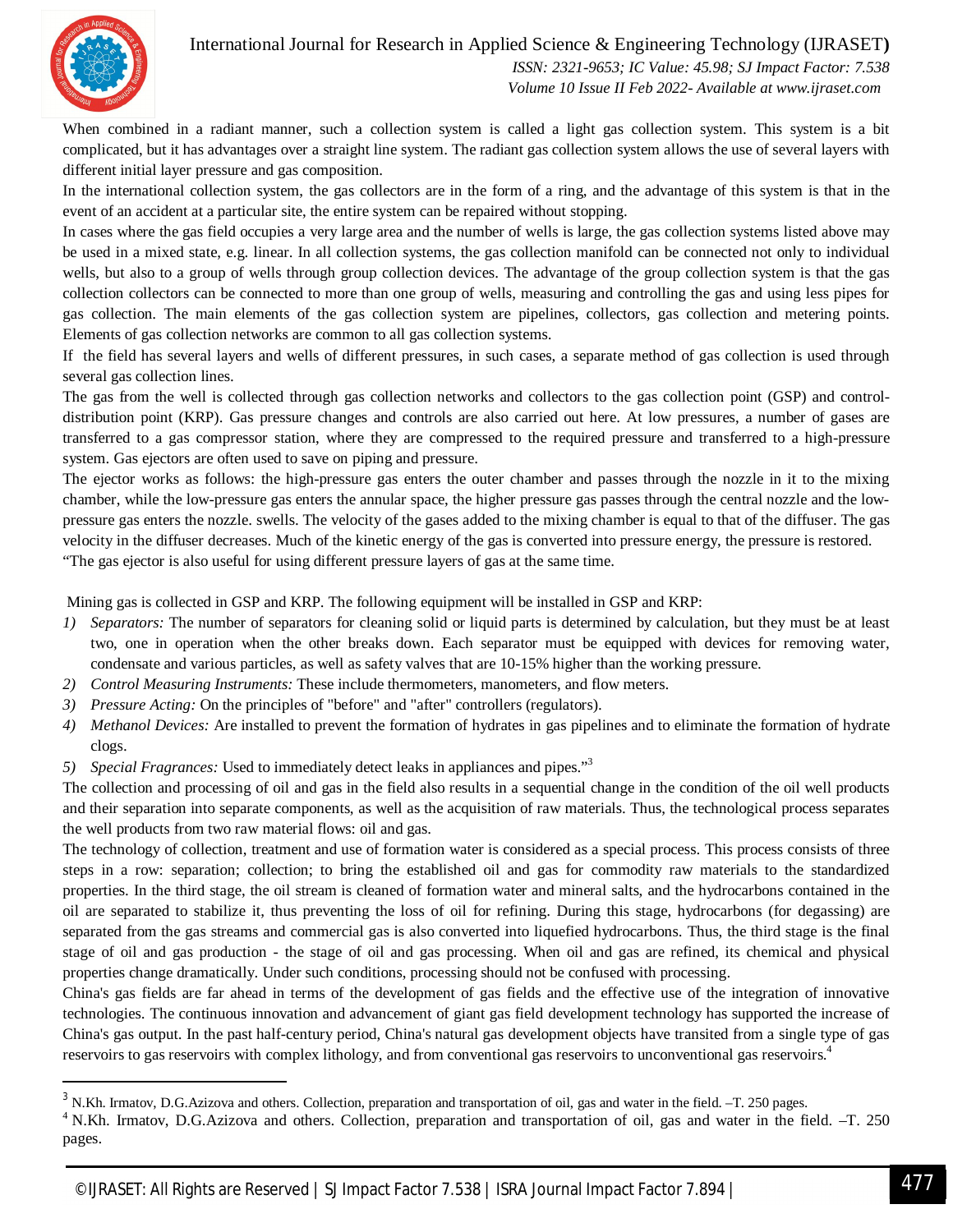When combined in a radiant manner, such a collection system is called a light gas collection system. This system is a bit complicated, but it has advantages over a straight line system. The radiant gas collection system allows the use of several layers with different initial layer pressure and gas composition.

In the international collection system, the gas collectors are in the form of a ring, and the advantage of this system is that in the event of an accident at a particular site, the entire system can be repaired without stopping.

In cases where the gas field occupies a very large area and the number of wells is large, the gas collection systems listed above may be used in a mixed state, e.g. linear. In all collection systems, the gas collection manifold can be connected not only to individual wells, but also to a group of wells through group collection devices. The advantage of the group collection system is that the gas collection collectors can be connected to more than one group of wells, measuring and controlling the gas and using less pipes for gas collection. The main elements of the gas collection system are pipelines, collectors, gas collection and metering points. Elements of gas collection networks are common to all gas collection systems.

If the field has several layers and wells of different pressures, in such cases, a separate method of gas collection is used through several gas collection lines.

The gas from the well is collected through gas collection networks and collectors to the gas collection point (GSP) and control-distribution point (KRP). Gas pressure changes and controls are also carried out here. At low pressures, a number of gases are transferred to a gas compressor station, where they are compressed to the required pressure and transferred to a high-pressure system. Gas ejectors are often used to save on piping and pressure.

The ejector works as follows: the high-pressure gas enters the outer chamber and passes through the nozzle in it to the mixing chamber, while the low-pressure gas enters the annular space, the higher pressure gas passes through the central nozzle and the low-pressure gas enters the nozzle. swells. The velocity of the gases added to the mixing chamber is equal to that of the diffuser. The gas velocity in the diffuser decreases. Much of the kinetic energy of the gas is converted into pressure energy, the pressure is restored.

"The gas ejector is also useful for using different pressure layers of gas at the same time.

Mining gas is collected in GSP and KRP. The following equipment will be installed in GSP and KRP:

1) *Separators:* The number of separators for cleaning solid or liquid parts is determined by calculation, but they must be at least two, one in operation when the other breaks down. Each separator must be equipped with devices for removing water, condensate and various particles, as well as safety valves that are 10-15% higher than the working pressure.
2) *Control Measuring Instruments:* These include thermometers, manometers, and flow meters.
3) *Pressure Acting:* On the principles of "before" and "after" controllers (regulators).
4) *Methanol Devices:* Are installed to prevent the formation of hydrates in gas pipelines and to eliminate the formation of hydrate clogs.
5) *Special Fragrances:* Used to immediately detect leaks in appliances and pipes."[3]

The collection and processing of oil and gas in the field also results in a sequential change in the condition of the oil well products and their separation into separate components, as well as the acquisition of raw materials. Thus, the technological process separates the well products from two raw material flows: oil and gas.

The technology of collection, treatment and use of formation water is considered as a special process. This process consists of three steps in a row: separation; collection; to bring the established oil and gas for commodity raw materials to the standardized properties. In the third stage, the oil stream is cleaned of formation water and mineral salts, and the hydrocarbons contained in the oil are separated to stabilize it, thus preventing the loss of oil for refining. During this stage, hydrocarbons (for degassing) are separated from the gas streams and commercial gas is also converted into liquefied hydrocarbons. Thus, the third stage is the final stage of oil and gas production - the stage of oil and gas processing. When oil and gas are refined, its chemical and physical properties change dramatically. Under such conditions, processing should not be confused with processing.

China's gas fields are far ahead in terms of the development of gas fields and the effective use of the integration of innovative technologies. The continuous innovation and advancement of giant gas field development technology has supported the increase of China's gas output. In the past half-century period, China's natural gas development objects have transited from a single type of gas reservoirs to gas reservoirs with complex lithology, and from conventional gas reservoirs to unconventional gas reservoirs.[4]

---

[3] N.Kh. Irmatov, D.G.Azizova and others. Collection, preparation and transportation of oil, gas and water in the field. –T. 250 pages.

[4] N.Kh. Irmatov, D.G.Azizova and others. Collection, preparation and transportation of oil, gas and water in the field. –T. 250 pages.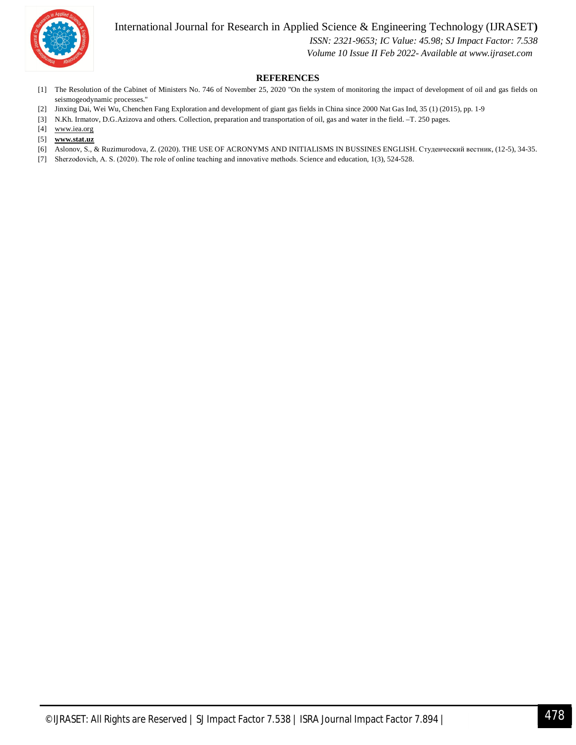## REFERENCES

[1] The Resolution of the Cabinet of Ministers No. 746 of November 25, 2020 "On the system of monitoring the impact of development of oil and gas fields on seismogeodynamic processes."

[2] Jinxing Dai, Wei Wu, Chenchen Fang Exploration and development of giant gas fields in China since 2000 Nat Gas Ind, 35 (1) (2015), pp. 1-9

[3] N.Kh. Irmatov, D.G.Azizova and others. Collection, preparation and transportation of oil, gas and water in the field. –T. 250 pages.

[4] www.iea.org

[5] **www.stat.uz**

[6] Aslonov, S., & Ruzimurodova, Z. (2020). THE USE OF ACRONYMS AND INITIALISMS IN BUSSINES ENGLISH. Студенческий вестник, (12-5), 34-35.

[7] Sherzodovich, A. S. (2020). The role of online teaching and innovative methods. Science and education, 1(3), 524-528.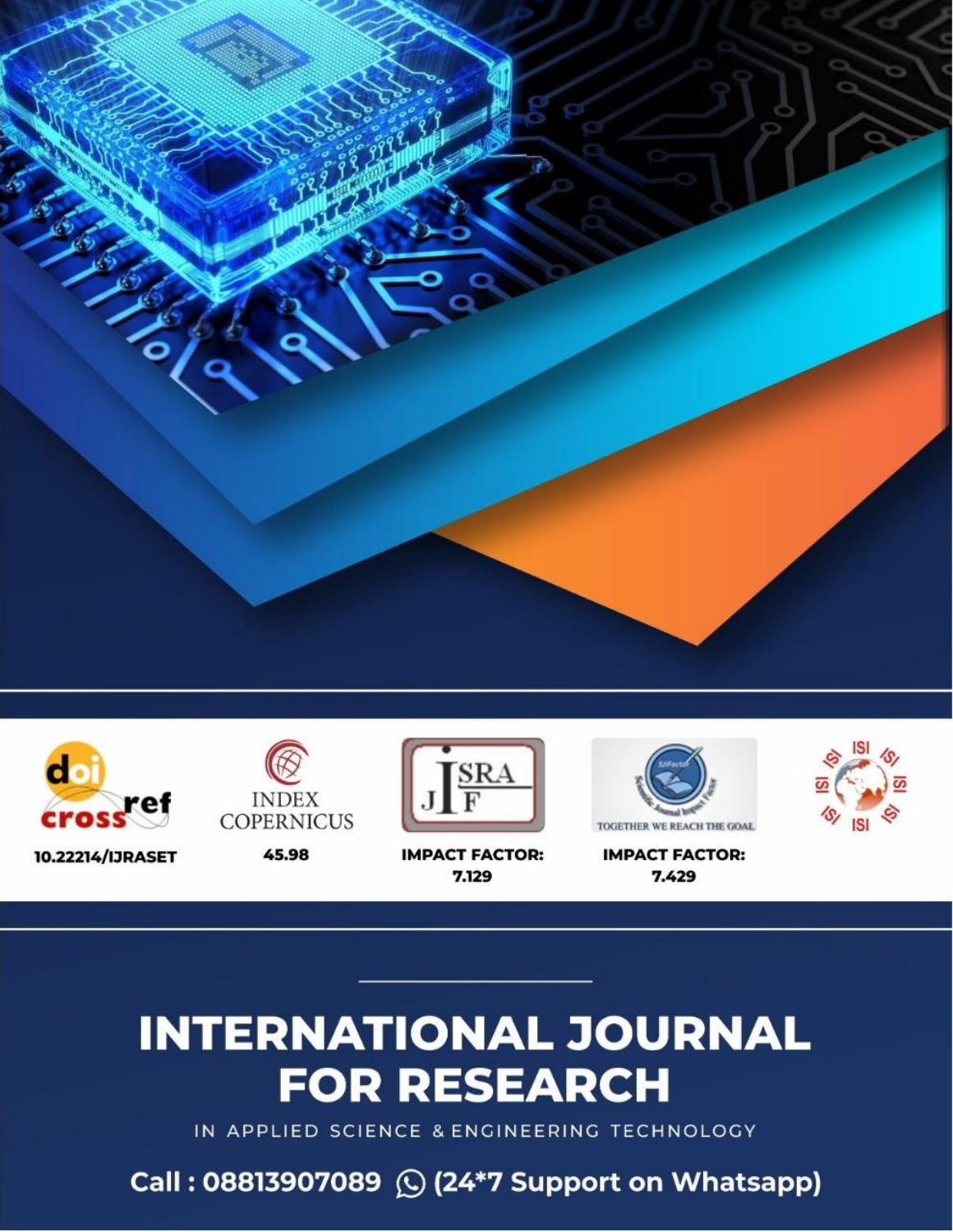10.22214/IJRASET

INDEX COPERNICUS

45.98

IMPACT FACTOR: 7.129

IMPACT FACTOR: 7.429

TOGETHER WE REACH THE GOAL

# INTERNATIONAL JOURNAL FOR RESEARCH

IN APPLIED SCIENCE & ENGINEERING TECHNOLOGY

Call : 08813907089 (24*7 Support on Whatsapp)